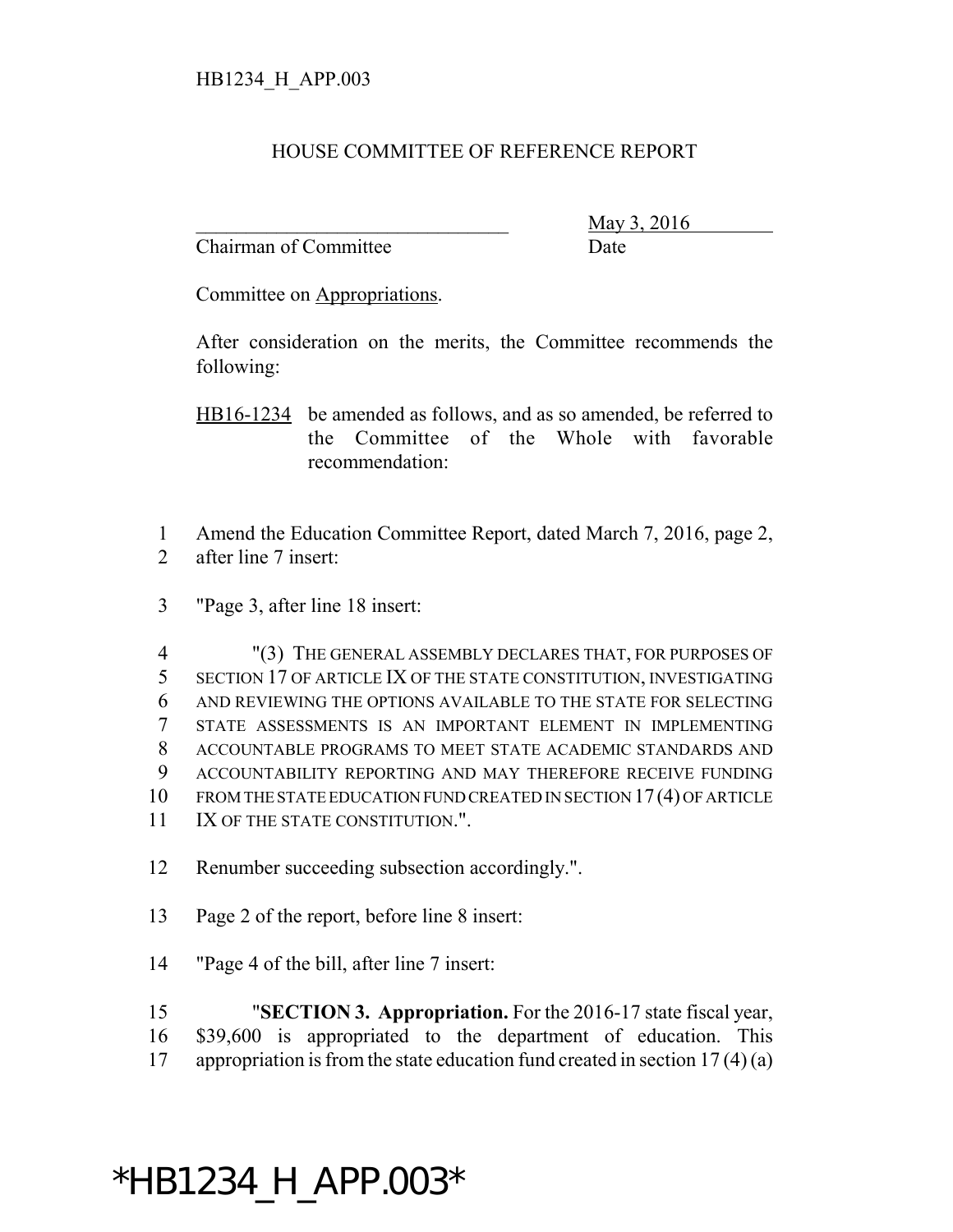HB1234_H_APP.003

# HOUSE COMMITTEE OF REFERENCE REPORT

\_\_\_\_\_\_\_\_\_\_\_\_\_\_\_\_\_\_\_\_\_\_\_\_\_\_\_\_\_\_\_\_ May 3, 2016
Chairman of Committee Date

Committee on Appropriations.

After consideration on the merits, the Committee recommends the following:

HB16-1234 be amended as follows, and as so amended, be referred to the Committee of the Whole with favorable recommendation:

1 Amend the Education Committee Report, dated March 7, 2016, page 2,
2 after line 7 insert:

3 "Page 3, after line 18 insert:

4 "(3) THE GENERAL ASSEMBLY DECLARES THAT, FOR PURPOSES OF
5 SECTION 17 OF ARTICLE IX OF THE STATE CONSTITUTION, INVESTIGATING
6 AND REVIEWING THE OPTIONS AVAILABLE TO THE STATE FOR SELECTING
7 STATE ASSESSMENTS IS AN IMPORTANT ELEMENT IN IMPLEMENTING
8 ACCOUNTABLE PROGRAMS TO MEET STATE ACADEMIC STANDARDS AND
9 ACCOUNTABILITY REPORTING AND MAY THEREFORE RECEIVE FUNDING
10 FROM THE STATE EDUCATION FUND CREATED IN SECTION 17 (4) OF ARTICLE
11 IX OF THE STATE CONSTITUTION.".

12 Renumber succeeding subsection accordingly.".

13 Page 2 of the report, before line 8 insert:

14 "Page 4 of the bill, after line 7 insert:

15 "**SECTION 3. Appropriation.** For the 2016-17 state fiscal year,
16 $39,600 is appropriated to the department of education. This
17 appropriation is from the state education fund created in section 17 (4) (a)

*HB1234_H_APP.003*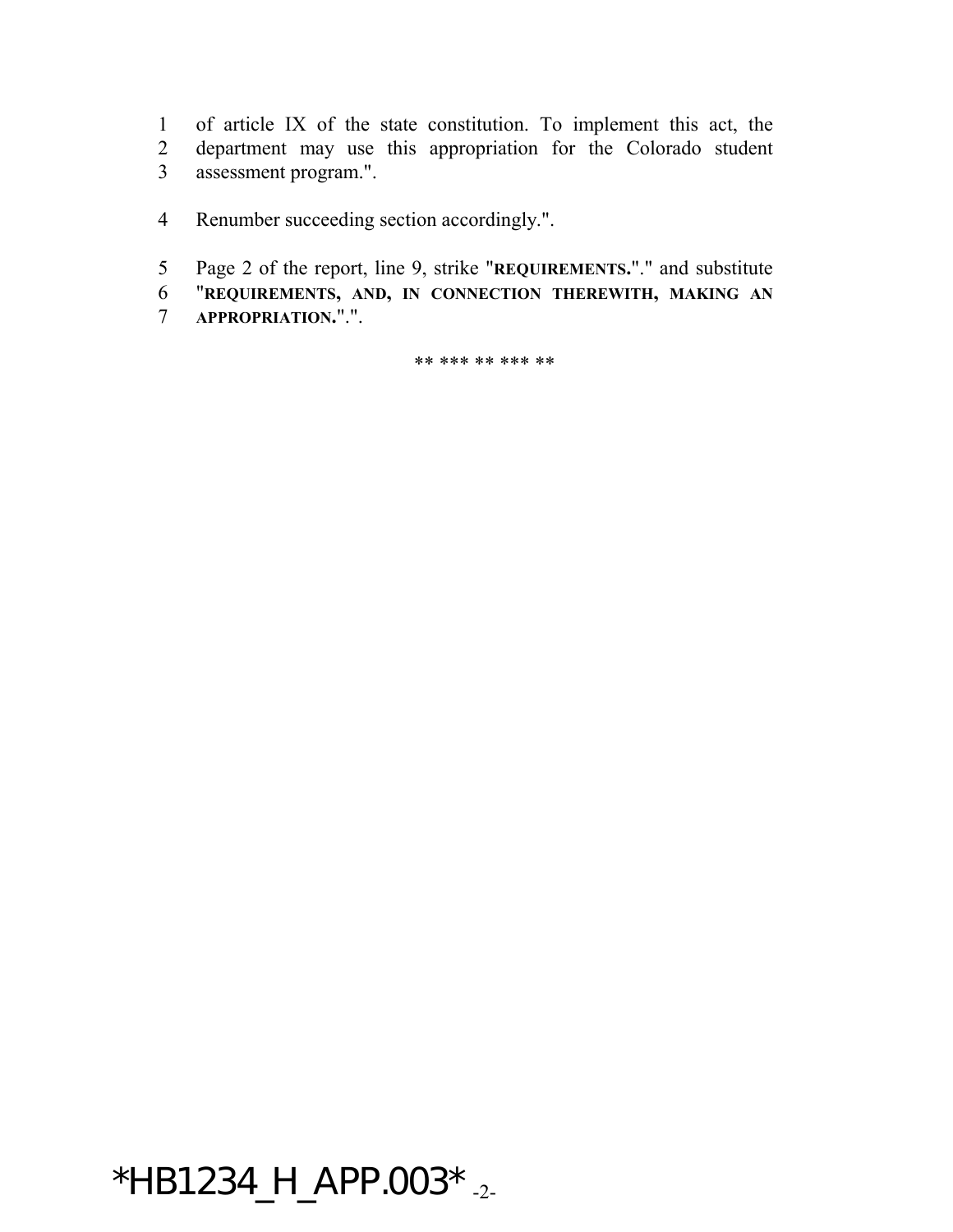of article IX of the state constitution. To implement this act, the department may use this appropriation for the Colorado student assessment program.".

Renumber succeeding section accordingly.".

Page 2 of the report, line 9, strike "**REQUIREMENTS.**"." and substitute "**REQUIREMENTS, AND, IN CONNECTION THEREWITH, MAKING AN APPROPRIATION.**".".

** *** ** *** **

*HB1234_H_APP.003*